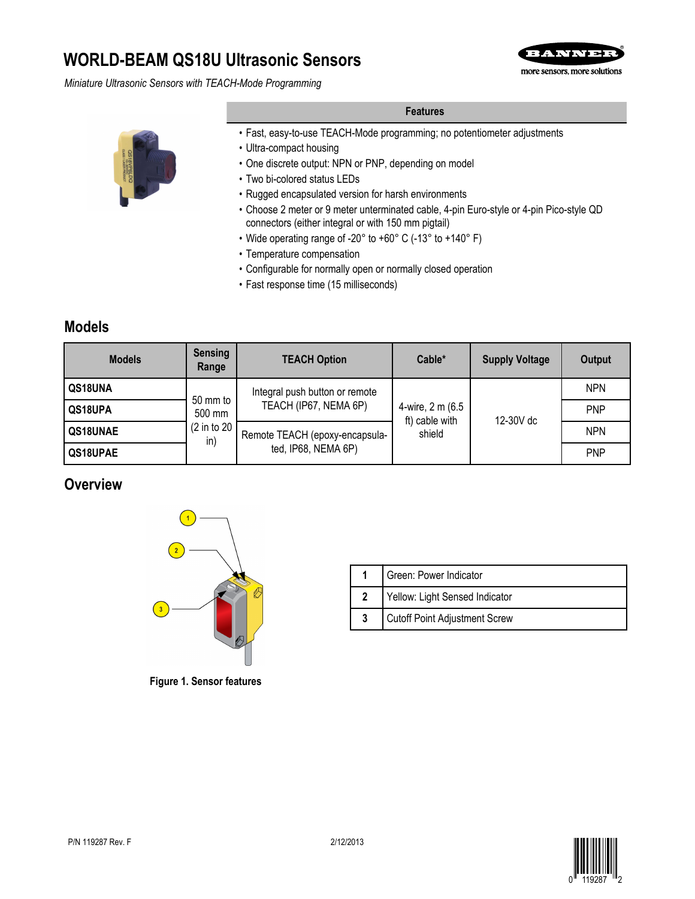// WORLD-BEAM QS18U Ultrasonic Sensors

*Miniature Ultrasonic Sensors with TEACH-Mode Programming*

## Features

- Fast, easy-to-use TEACH-Mode programming; no potentiometer adjustments
- Ultra-compact housing
- One discrete output: NPN or PNP, depending on model
- Two bi-colored status LEDs
- Rugged encapsulated version for harsh environments
- Choose 2 meter or 9 meter unterminated cable, 4-pin Euro-style or 4-pin Pico-style QD connectors (either integral or with 150 mm pigtail)
- Wide operating range of -20° to +60° C (-13° to +140° F)
- Temperature compensation
- Configurable for normally open or normally closed operation
- Fast response time (15 milliseconds)

## Models

| Models | Sensing Range | TEACH Option | Cable* | Supply Voltage | Output |
|---|---|---|---|---|---|
| QS18UNA | 50 mm to 500 mm (2 in to 20 in) | Integral push button or remote TEACH (IP67, NEMA 6P) | 4-wire, 2 m (6.5 ft) cable with shield | 12-30V dc | NPN |
| QS18UPA | | | | | PNP |
| QS18UNAE | | Remote TEACH (epoxy-encapsulated, IP68, NEMA 6P) | | | NPN |
| QS18UPAE | | | | | PNP |

## Overview

| | |
|---|---|
| 1 | Green: Power Indicator |
| 2 | Yellow: Light Sensed Indicator |
| 3 | Cutoff Point Adjustment Screw |

**Figure 1. Sensor features**

P/N 119287 Rev. F 2/12/2013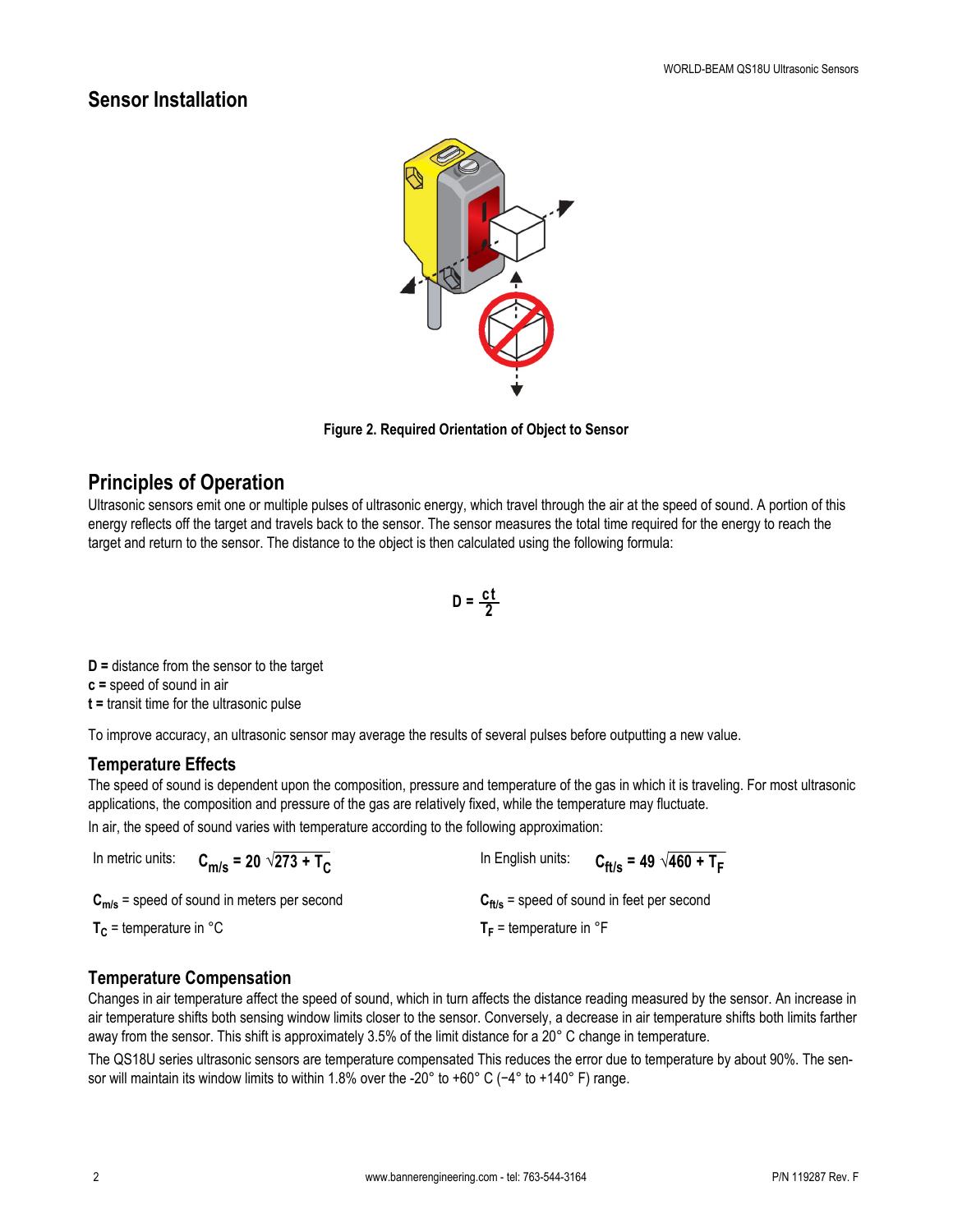## Sensor Installation

Figure 2. Required Orientation of Object to Sensor

## Principles of Operation

Ultrasonic sensors emit one or multiple pulses of ultrasonic energy, which travel through the air at the speed of sound. A portion of this energy reflects off the target and travels back to the sensor. The sensor measures the total time required for the energy to reach the target and return to the sensor. The distance to the object is then calculated using the following formula:

$$D = \frac{ct}{2}$$

**D =** distance from the sensor to the target
**c =** speed of sound in air
**t =** transit time for the ultrasonic pulse

To improve accuracy, an ultrasonic sensor may average the results of several pulses before outputting a new value.

### Temperature Effects

The speed of sound is dependent upon the composition, pressure and temperature of the gas in which it is traveling. For most ultrasonic applications, the composition and pressure of the gas are relatively fixed, while the temperature may fluctuate.

In air, the speed of sound varies with temperature according to the following approximation:

In metric units: $C_{m/s} = 20\sqrt{273 + T_C}$

$C_{m/s}$ = speed of sound in meters per second

$T_C$ = temperature in °C

In English units: $C_{ft/s} = 49\sqrt{460 + T_F}$

$C_{ft/s}$ = speed of sound in feet per second

$T_F$ = temperature in °F

### Temperature Compensation

Changes in air temperature affect the speed of sound, which in turn affects the distance reading measured by the sensor. An increase in air temperature shifts both sensing window limits closer to the sensor. Conversely, a decrease in air temperature shifts both limits farther away from the sensor. This shift is approximately 3.5% of the limit distance for a 20° C change in temperature.

The QS18U series ultrasonic sensors are temperature compensated This reduces the error due to temperature by about 90%. The sensor will maintain its window limits to within 1.8% over the -20° to +60° C (−4° to +140° F) range.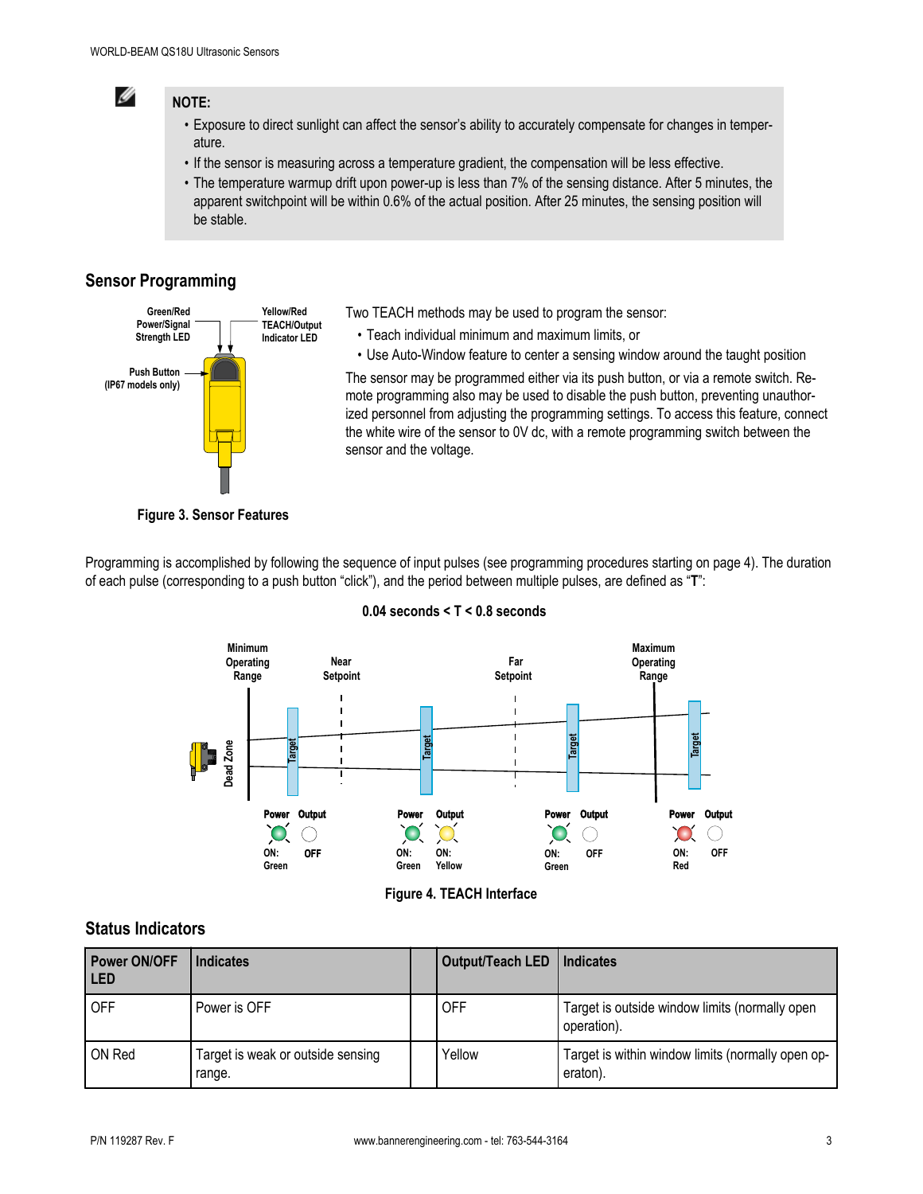**NOTE:**

- Exposure to direct sunlight can affect the sensor's ability to accurately compensate for changes in temperature.
- If the sensor is measuring across a temperature gradient, the compensation will be less effective.
- The temperature warmup drift upon power-up is less than 7% of the sensing distance. After 5 minutes, the apparent switchpoint will be within 0.6% of the actual position. After 25 minutes, the sensing position will be stable.

## Sensor Programming

Figure 3. Sensor Features

Two TEACH methods may be used to program the sensor:

- Teach individual minimum and maximum limits, or
- Use Auto-Window feature to center a sensing window around the taught position

The sensor may be programmed either via its push button, or via a remote switch. Remote programming also may be used to disable the push button, preventing unauthorized personnel from adjusting the programming settings. To access this feature, connect the white wire of the sensor to 0V dc, with a remote programming switch between the sensor and the voltage.

Programming is accomplished by following the sequence of input pulses (see programming procedures starting on page 4). The duration of each pulse (corresponding to a push button "click"), and the period between multiple pulses, are defined as "**T**":

**0.04 seconds < T < 0.8 seconds**

Figure 4. TEACH Interface

## Status Indicators

| Power ON/OFF LED | Indicates | | Output/Teach LED | Indicates |
|---|---|---|---|---|
| OFF | Power is OFF | | OFF | Target is outside window limits (normally open operation). |
| ON Red | Target is weak or outside sensing range. | | Yellow | Target is within window limits (normally open operaton). |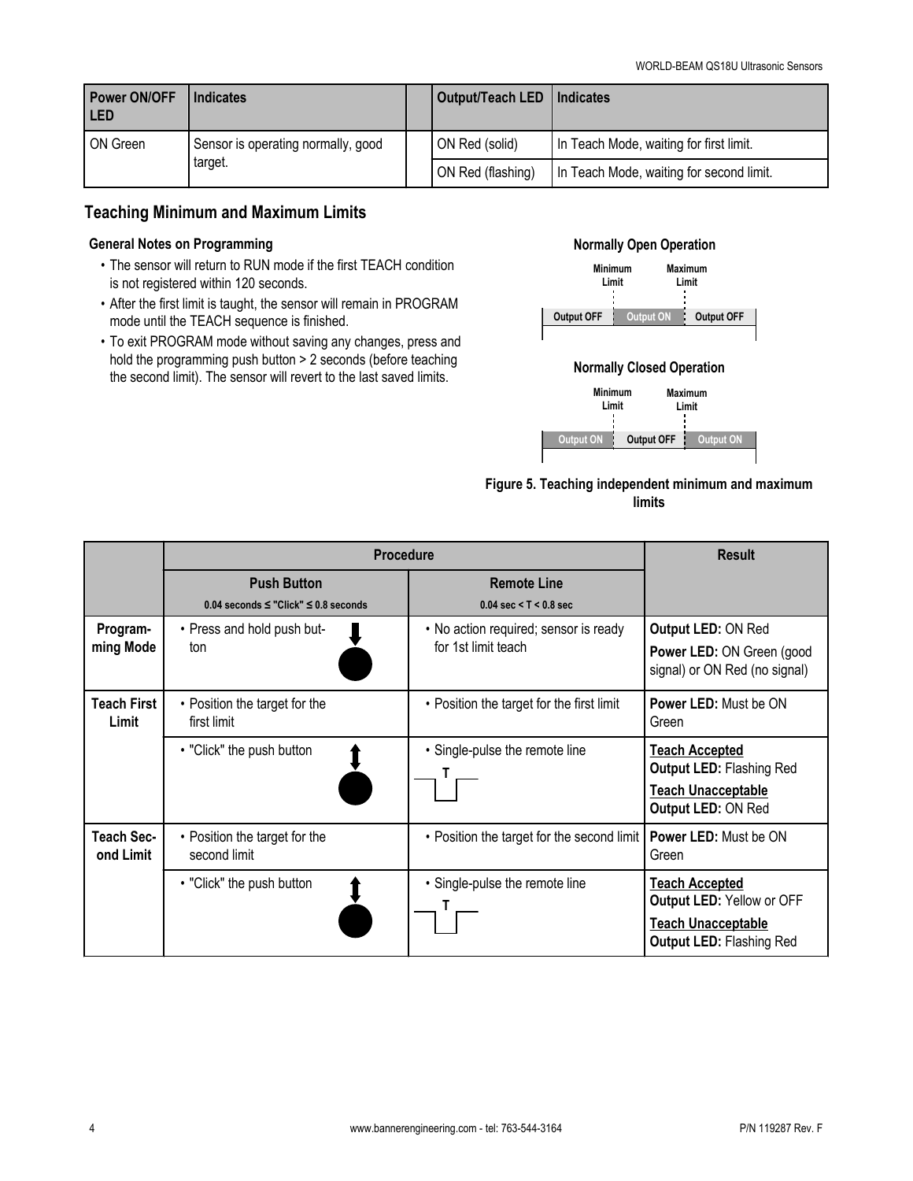| Power ON/OFF LED | Indicates |
|---|---|
| ON Green | Sensor is operating normally, good target. |

| Output/Teach LED | Indicates |
|---|---|
| ON Red (solid) | In Teach Mode, waiting for first limit. |
| ON Red (flashing) | In Teach Mode, waiting for second limit. |

## Teaching Minimum and Maximum Limits

### General Notes on Programming

- The sensor will return to RUN mode if the first TEACH condition is not registered within 120 seconds.
- After the first limit is taught, the sensor will remain in PROGRAM mode until the TEACH sequence is finished.
- To exit PROGRAM mode without saving any changes, press and hold the programming push button > 2 seconds (before teaching the second limit). The sensor will revert to the last saved limits.

**Normally Open Operation**

Minimum Limit | Maximum Limit

Output OFF | Output ON | Output OFF

**Normally Closed Operation**

Minimum Limit | Maximum Limit

Output ON | Output OFF | Output ON

Figure 5. Teaching independent minimum and maximum limits

| | Procedure | | Result |
|---|---|---|---|
| | **Push Button** 0.04 seconds ≤ "Click" ≤ 0.8 seconds | **Remote Line** 0.04 sec < T < 0.8 sec | |
| **Programming Mode** | • Press and hold push button | • No action required; sensor is ready for 1st limit teach | **Output LED:** ON Red<br>**Power LED:** ON Green (good signal) or ON Red (no signal) |
| **Teach First Limit** | • Position the target for the first limit | • Position the target for the first limit | **Power LED:** Must be ON Green |
| | • "Click" the push button | • Single-pulse the remote line (T) | **Teach Accepted**<br>**Output LED:** Flashing Red<br>**Teach Unacceptable**<br>**Output LED:** ON Red |
| **Teach Second Limit** | • Position the target for the second limit | • Position the target for the second limit | **Power LED:** Must be ON Green |
| | • "Click" the push button | • Single-pulse the remote line (T) | **Teach Accepted**<br>**Output LED:** Yellow or OFF<br>**Teach Unacceptable**<br>**Output LED:** Flashing Red |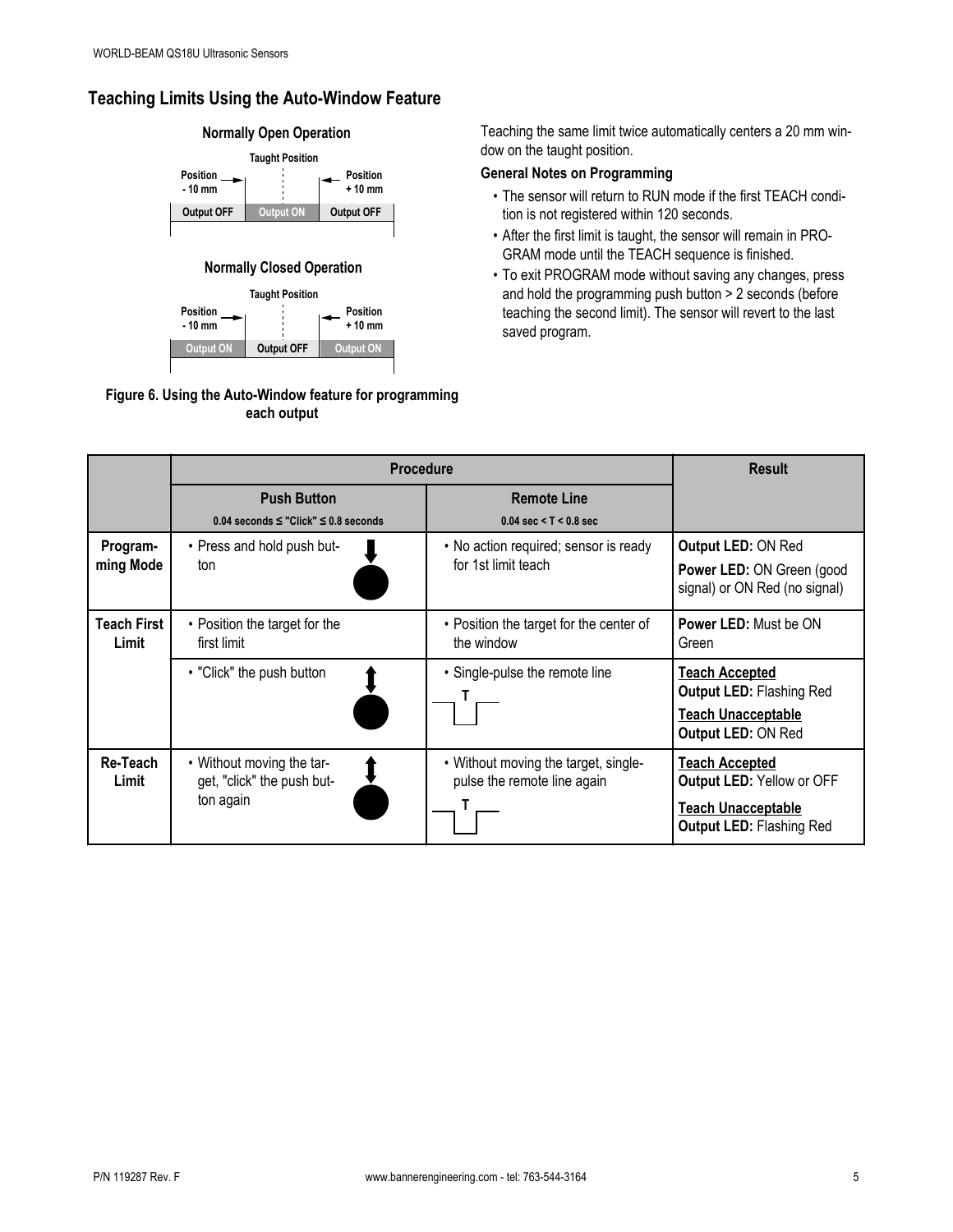## Teaching Limits Using the Auto-Window Feature

**Normally Open Operation**

| Position - 10 mm | Taught Position | Position + 10 mm |
|---|---|---|
| Output OFF | Output ON | Output OFF |

**Normally Closed Operation**

| Position - 10 mm | Taught Position | Position + 10 mm |
|---|---|---|
| Output ON | Output OFF | Output ON |

**Figure 6. Using the Auto-Window feature for programming each output**

Teaching the same limit twice automatically centers a 20 mm window on the taught position.

**General Notes on Programming**

- The sensor will return to RUN mode if the first TEACH condition is not registered within 120 seconds.
- After the first limit is taught, the sensor will remain in PROGRAM mode until the TEACH sequence is finished.
- To exit PROGRAM mode without saving any changes, press and hold the programming push button > 2 seconds (before teaching the second limit). The sensor will revert to the last saved program.

| | Procedure | | Result |
|---|---|---|---|
| | **Push Button** 0.04 seconds ≤ "Click" ≤ 0.8 seconds | **Remote Line** 0.04 sec < T < 0.8 sec | |
| **Programming Mode** | • Press and hold push button | • No action required; sensor is ready for 1st limit teach | **Output LED:** ON Red<br>**Power LED:** ON Green (good signal) or ON Red (no signal) |
| **Teach First Limit** | • Position the target for the first limit | • Position the target for the center of the window | **Power LED:** Must be ON Green |
| | • "Click" the push button | • Single-pulse the remote line (T) | **Teach Accepted**<br>**Output LED:** Flashing Red<br>**Teach Unacceptable**<br>**Output LED:** ON Red |
| **Re-Teach Limit** | • Without moving the target, "click" the push button again | • Without moving the target, single-pulse the remote line again (T) | **Teach Accepted**<br>**Output LED:** Yellow or OFF<br>**Teach Unacceptable**<br>**Output LED:** Flashing Red |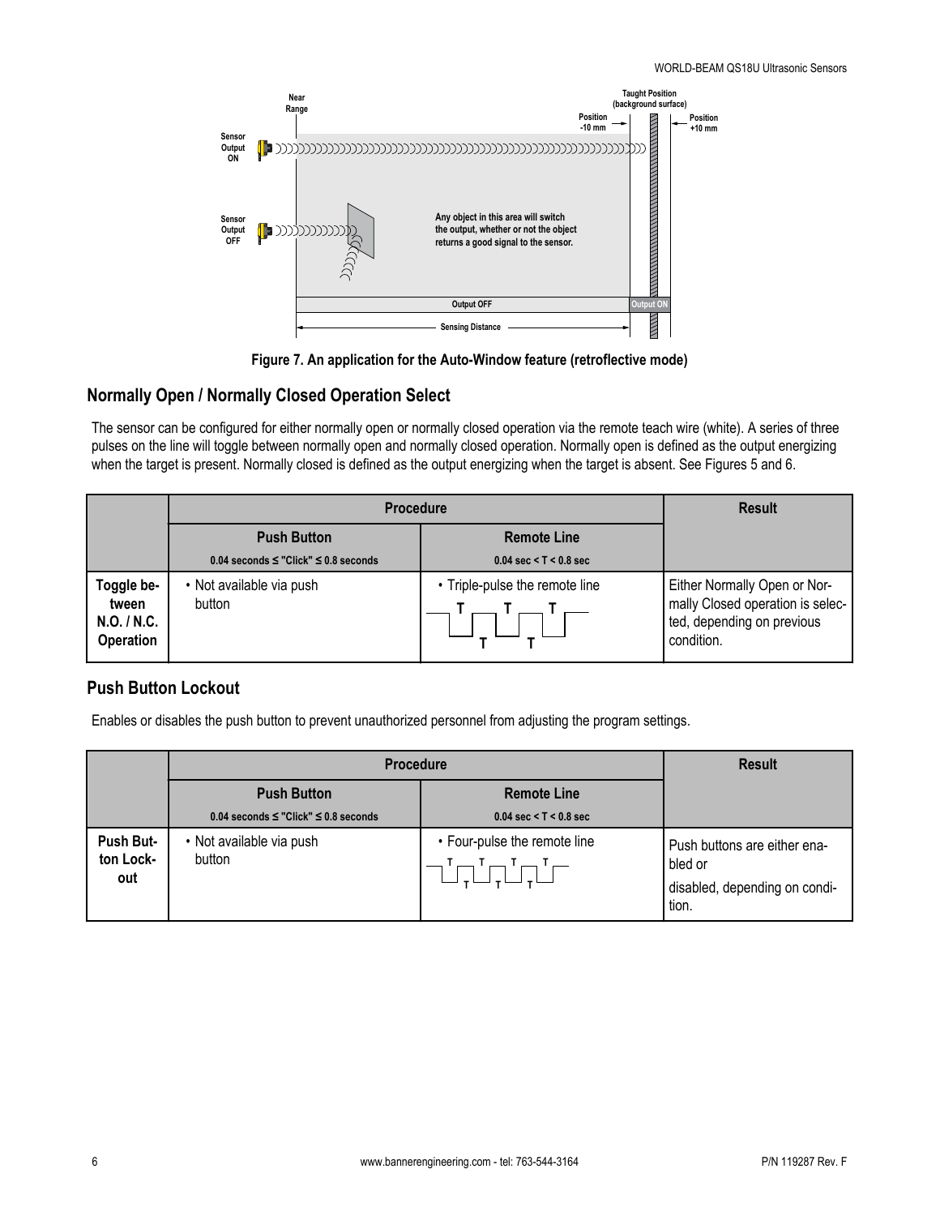Figure 7. An application for the Auto-Window feature (retroflective mode)

## Normally Open / Normally Closed Operation Select

The sensor can be configured for either normally open or normally closed operation via the remote teach wire (white). A series of three pulses on the line will toggle between normally open and normally closed operation. Normally open is defined as the output energizing when the target is present. Normally closed is defined as the output energizing when the target is absent. See Figures 5 and 6.

| | Procedure | | Result |
|---|---|---|---|
| | **Push Button** 0.04 seconds ≤ "Click" ≤ 0.8 seconds | **Remote Line** 0.04 sec < T < 0.8 sec | |
| **Toggle between N.O. / N.C. Operation** | • Not available via push button | • Triple-pulse the remote line | Either Normally Open or Normally Closed operation is selected, depending on previous condition. |

## Push Button Lockout

Enables or disables the push button to prevent unauthorized personnel from adjusting the program settings.

| | Procedure | | Result |
|---|---|---|---|
| | **Push Button** 0.04 seconds ≤ "Click" ≤ 0.8 seconds | **Remote Line** 0.04 sec < T < 0.8 sec | |
| **Push Button Lockout** | • Not available via push button | • Four-pulse the remote line | Push buttons are either enabled or disabled, depending on condition. |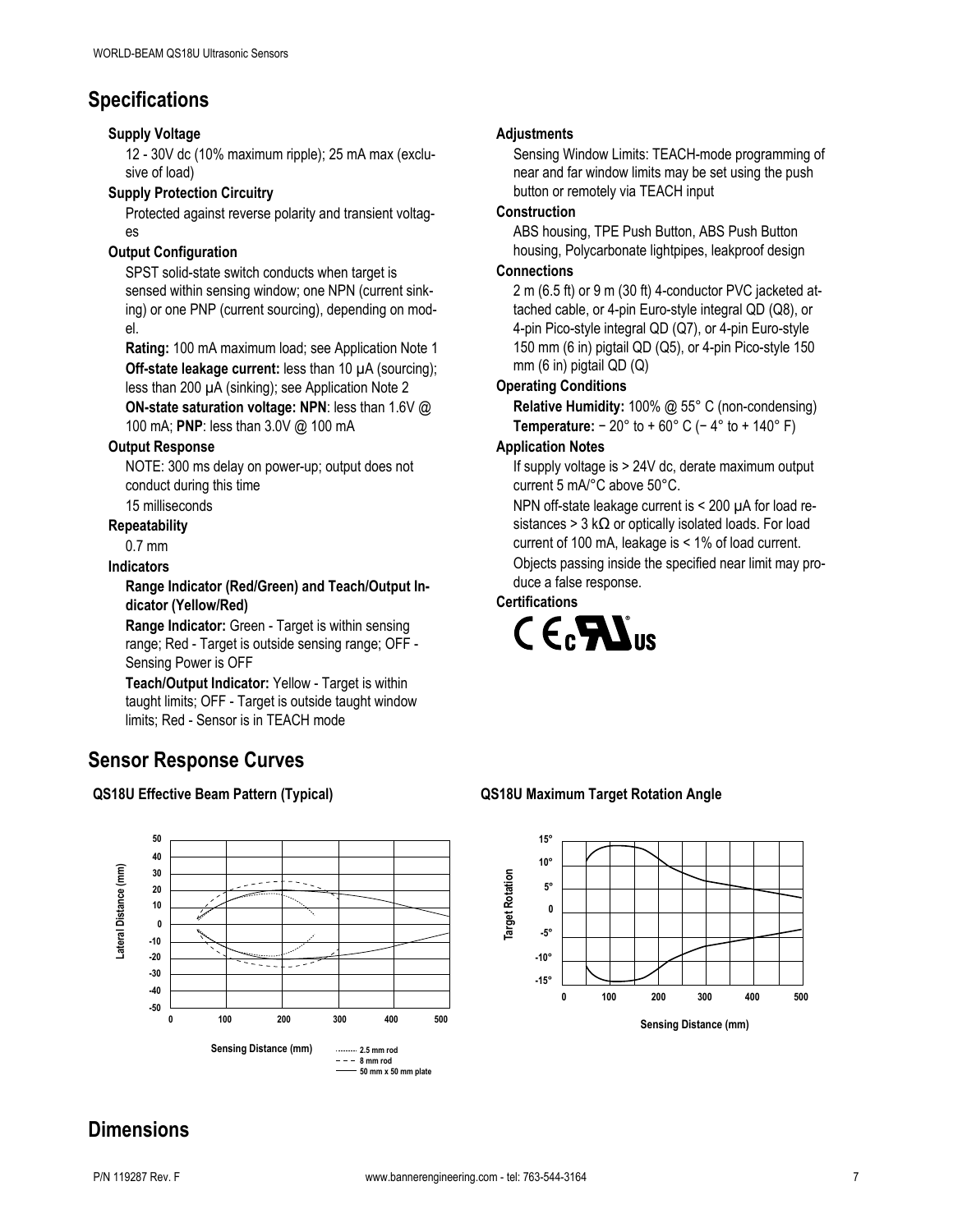## Specifications

**Supply Voltage**

12 - 30V dc (10% maximum ripple); 25 mA max (exclusive of load)

**Supply Protection Circuitry**

Protected against reverse polarity and transient voltages

**Output Configuration**

SPST solid-state switch conducts when target is sensed within sensing window; one NPN (current sinking) or one PNP (current sourcing), depending on model.

**Rating:** 100 mA maximum load; see Application Note 1

**Off-state leakage current:** less than 10 µA (sourcing); less than 200 µA (sinking); see Application Note 2

**ON-state saturation voltage: NPN**: less than 1.6V @ 100 mA; **PNP**: less than 3.0V @ 100 mA

**Output Response**

NOTE: 300 ms delay on power-up; output does not conduct during this time

15 milliseconds

**Repeatability**

0.7 mm

**Indicators**

**Range Indicator (Red/Green) and Teach/Output Indicator (Yellow/Red)**

**Range Indicator:** Green - Target is within sensing range; Red - Target is outside sensing range; OFF - Sensing Power is OFF

**Teach/Output Indicator:** Yellow - Target is within taught limits; OFF - Target is outside taught window limits; Red - Sensor is in TEACH mode

**Adjustments**

Sensing Window Limits: TEACH-mode programming of near and far window limits may be set using the push button or remotely via TEACH input

**Construction**

ABS housing, TPE Push Button, ABS Push Button housing, Polycarbonate lightpipes, leakproof design

**Connections**

2 m (6.5 ft) or 9 m (30 ft) 4-conductor PVC jacketed attached cable, or 4-pin Euro-style integral QD (Q8), or 4-pin Pico-style integral QD (Q7), or 4-pin Euro-style 150 mm (6 in) pigtail QD (Q5), or 4-pin Pico-style 150 mm (6 in) pigtail QD (Q)

**Operating Conditions**

**Relative Humidity:** 100% @ 55° C (non-condensing)

**Temperature:** − 20° to + 60° C (− 4° to + 140° F)

**Application Notes**

If supply voltage is > 24V dc, derate maximum output current 5 mA/°C above 50°C.

NPN off-state leakage current is < 200 µA for load resistances > 3 kΩ or optically isolated loads. For load current of 100 mA, leakage is < 1% of load current.

Objects passing inside the specified near limit may produce a false response.

**Certifications**

CE cULus

## Sensor Response Curves

**QS18U Effective Beam Pattern (Typical)**

**QS18U Maximum Target Rotation Angle**

## Dimensions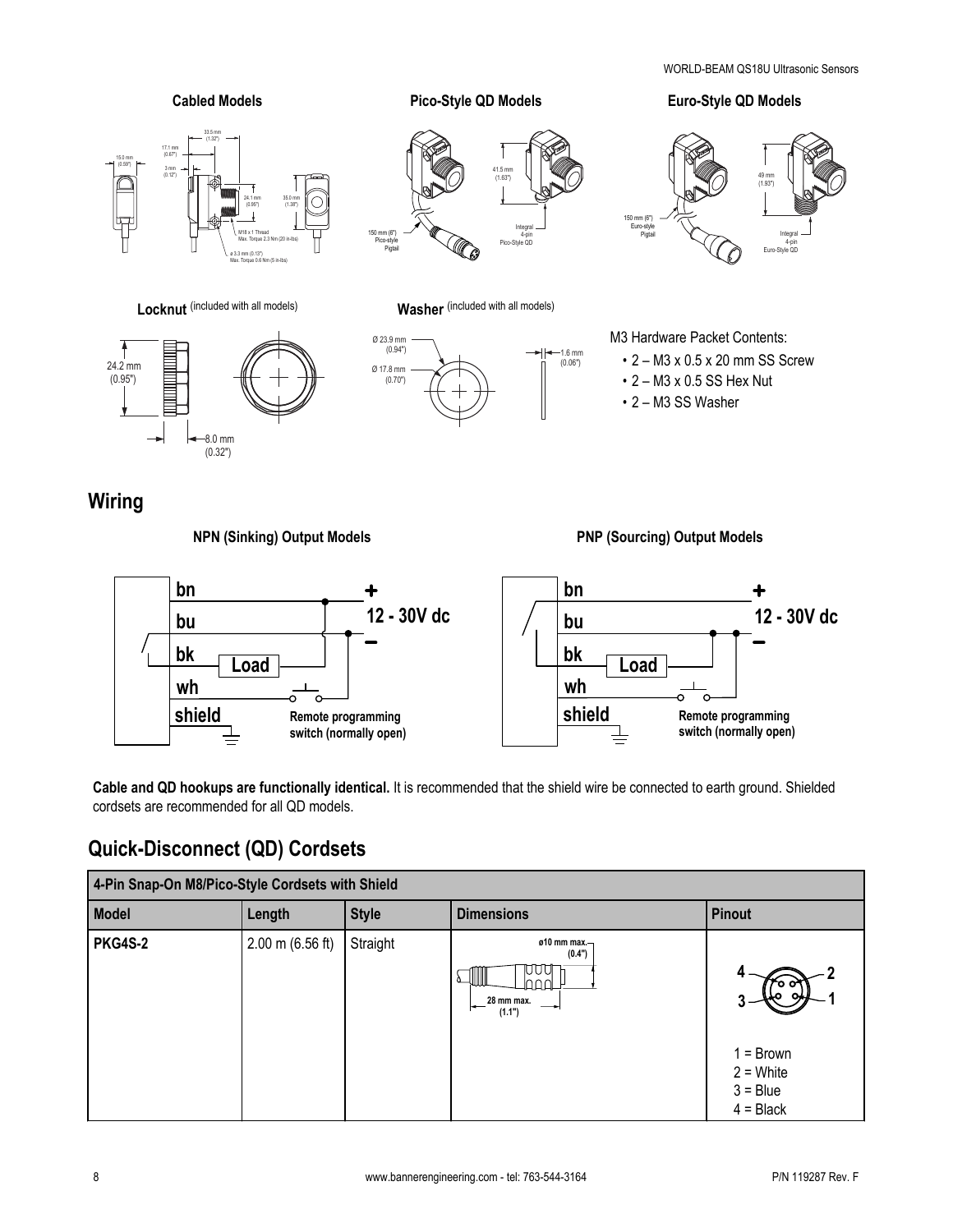**Cabled Models**

**Pico-Style QD Models**

**Euro-Style QD Models**

**Locknut** (included with all models)

**Washer** (included with all models)

M3 Hardware Packet Contents:

- 2 – M3 x 0.5 x 20 mm SS Screw
- 2 – M3 x 0.5 SS Hex Nut
- 2 – M3 SS Washer

## Wiring

**NPN (Sinking) Output Models**

**PNP (Sourcing) Output Models**

**Cable and QD hookups are functionally identical.** It is recommended that the shield wire be connected to earth ground. Shielded cordsets are recommended for all QD models.

## Quick-Disconnect (QD) Cordsets

| 4-Pin Snap-On M8/Pico-Style Cordsets with Shield | | | | |
|---|---|---|---|---|
| **Model** | **Length** | **Style** | **Dimensions** | **Pinout** |
| **PKG4S-2** | 2.00 m (6.56 ft) | Straight | ø10 mm max. (0.4"); 28 mm max. (1.1") | 1 = Brown<br>2 = White<br>3 = Blue<br>4 = Black |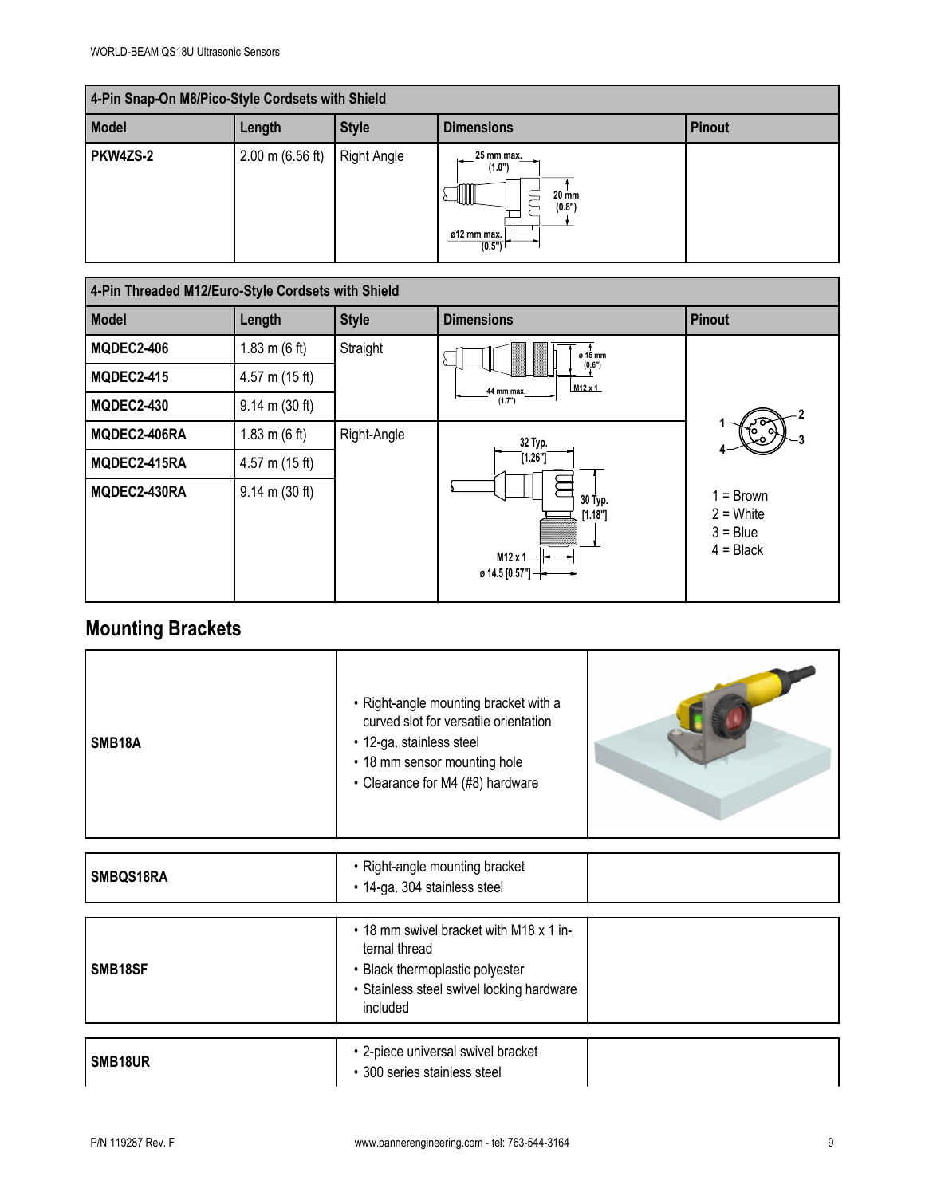| 4-Pin Snap-On M8/Pico-Style Cordsets with Shield | | | | |
|---|---|---|---|---|
| **Model** | **Length** | **Style** | **Dimensions** | **Pinout** |
| **PKW4ZS-2** | 2.00 m (6.56 ft) | Right Angle | 25 mm max. (1.0"); 20 mm (0.8"); ø12 mm max. (0.5") | |

| 4-Pin Threaded M12/Euro-Style Cordsets with Shield | | | | |
|---|---|---|---|---|
| **Model** | **Length** | **Style** | **Dimensions** | **Pinout** |
| **MQDEC2-406** | 1.83 m (6 ft) | Straight | ø 15 mm (0.6"); M12 x 1; 44 mm max. (1.7") | 1 = Brown<br>2 = White<br>3 = Blue<br>4 = Black |
| **MQDEC2-415** | 4.57 m (15 ft) | | | |
| **MQDEC2-430** | 9.14 m (30 ft) | | | |
| **MQDEC2-406RA** | 1.83 m (6 ft) | Right-Angle | 32 Typ. [1.26"]; 30 Typ. [1.18"]; M12 x 1; ø 14.5 [0.57"] | |
| **MQDEC2-415RA** | 4.57 m (15 ft) | | | |
| **MQDEC2-430RA** | 9.14 m (30 ft) | | | |

## Mounting Brackets

| | | |
|---|---|---|
| **SMB18A** | • Right-angle mounting bracket with a curved slot for versatile orientation<br>• 12-ga. stainless steel<br>• 18 mm sensor mounting hole<br>• Clearance for M4 (#8) hardware | |
| **SMBQS18RA** | • Right-angle mounting bracket<br>• 14-ga. 304 stainless steel | |
| **SMB18SF** | • 18 mm swivel bracket with M18 x 1 internal thread<br>• Black thermoplastic polyester<br>• Stainless steel swivel locking hardware included | |
| **SMB18UR** | • 2-piece universal swivel bracket<br>• 300 series stainless steel | |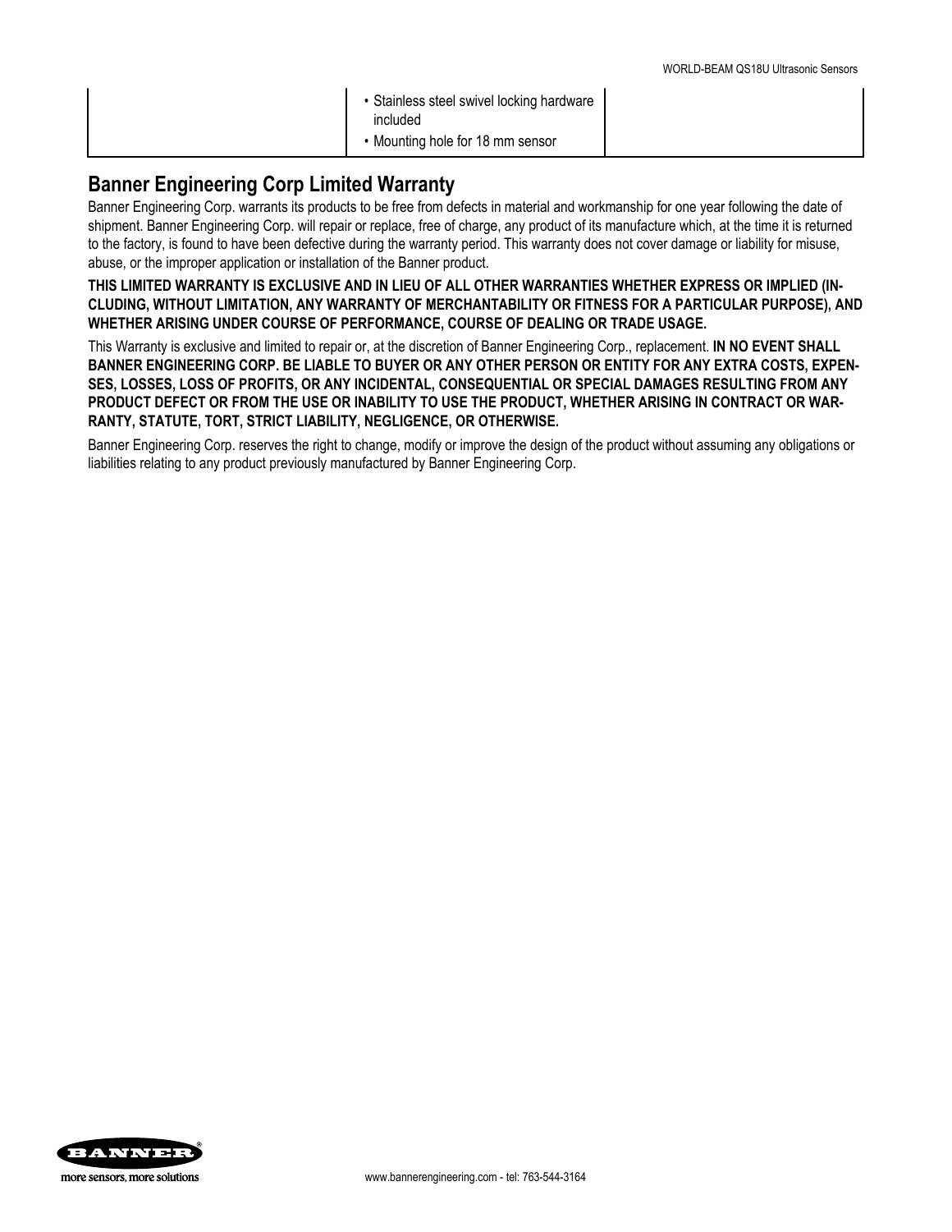| | | |
|---|---|---|
| | • Stainless steel swivel locking hardware included<br>• Mounting hole for 18 mm sensor | |

## Banner Engineering Corp Limited Warranty

Banner Engineering Corp. warrants its products to be free from defects in material and workmanship for one year following the date of shipment. Banner Engineering Corp. will repair or replace, free of charge, any product of its manufacture which, at the time it is returned to the factory, is found to have been defective during the warranty period. This warranty does not cover damage or liability for misuse, abuse, or the improper application or installation of the Banner product.

**THIS LIMITED WARRANTY IS EXCLUSIVE AND IN LIEU OF ALL OTHER WARRANTIES WHETHER EXPRESS OR IMPLIED (INCLUDING, WITHOUT LIMITATION, ANY WARRANTY OF MERCHANTABILITY OR FITNESS FOR A PARTICULAR PURPOSE), AND WHETHER ARISING UNDER COURSE OF PERFORMANCE, COURSE OF DEALING OR TRADE USAGE.**

This Warranty is exclusive and limited to repair or, at the discretion of Banner Engineering Corp., replacement. **IN NO EVENT SHALL BANNER ENGINEERING CORP. BE LIABLE TO BUYER OR ANY OTHER PERSON OR ENTITY FOR ANY EXTRA COSTS, EXPENSES, LOSSES, LOSS OF PROFITS, OR ANY INCIDENTAL, CONSEQUENTIAL OR SPECIAL DAMAGES RESULTING FROM ANY PRODUCT DEFECT OR FROM THE USE OR INABILITY TO USE THE PRODUCT, WHETHER ARISING IN CONTRACT OR WARRANTY, STATUTE, TORT, STRICT LIABILITY, NEGLIGENCE, OR OTHERWISE.**

Banner Engineering Corp. reserves the right to change, modify or improve the design of the product without assuming any obligations or liabilities relating to any product previously manufactured by Banner Engineering Corp.